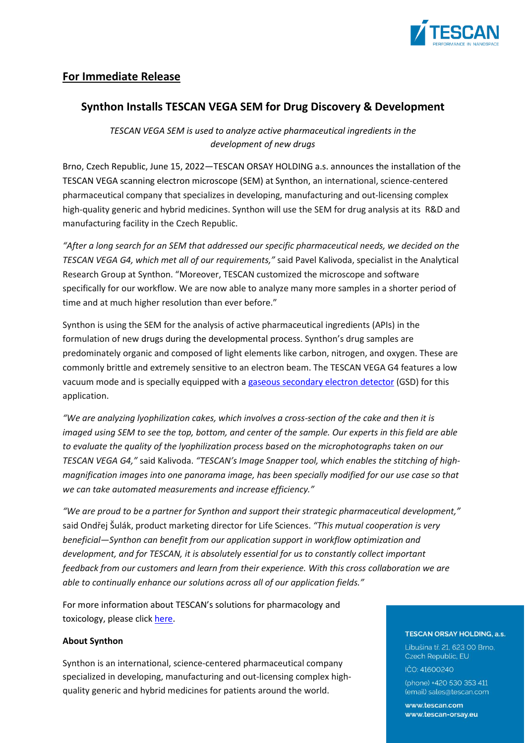## For Immediate Release

# Synthon Installs TESCAN VEGA SEM for Drug Discovery & Development

*TESCAN VEGA SEM is used to analyze active pharmaceutical ingredients in the development of new drugs*

Brno, Czech Republic, June 15, 2022—TESCAN ORSAY HOLDING a.s. announces the installation of the TESCAN VEGA scanning electron microscope (SEM) at Synthon, an international, science-centered pharmaceutical company that specializes in developing, manufacturing and out-licensing complex high-quality generic and hybrid medicines. Synthon will use the SEM for drug analysis at its R&D and manufacturing facility in the Czech Republic.

*"After a long search for an SEM that addressed our specific pharmaceutical needs, we decided on the TESCAN VEGA G4, which met all of our requirements,"* said Pavel Kalivoda, specialist in the Analytical Research Group at Synthon. "Moreover, TESCAN customized the microscope and software specifically for our workflow. We are now able to analyze many more samples in a shorter period of time and at much higher resolution than ever before."

Synthon is using the SEM for the analysis of active pharmaceutical ingredients (APIs) in the formulation of new drugs during the developmental process. Synthon's drug samples are predominately organic and composed of light elements like carbon, nitrogen, and oxygen. These are commonly brittle and extremely sensitive to an electron beam. The TESCAN VEGA G4 features a low vacuum mode and is specially equipped with a [gaseous secondary electron detector](#) (GSD) for this application.

*"We are analyzing lyophilization cakes, which involves a cross-section of the cake and then it is imaged using SEM to see the top, bottom, and center of the sample. Our experts in this field are able to evaluate the quality of the lyophilization process based on the microphotographs taken on our TESCAN VEGA G4,"* said Kalivoda. *"TESCAN's Image Snapper tool, which enables the stitching of high-magnification images into one panorama image, has been specially modified for our use case so that we can take automated measurements and increase efficiency."*

*"We are proud to be a partner for Synthon and support their strategic pharmaceutical development,"* said Ondřej Šulák, product marketing director for Life Sciences. *"This mutual cooperation is very beneficial—Synthon can benefit from our application support in workflow optimization and development, and for TESCAN, it is absolutely essential for us to constantly collect important feedback from our customers and learn from their experience. With this cross collaboration we are able to continually enhance our solutions across all of our application fields."*

For more information about TESCAN's solutions for pharmacology and toxicology, please click [here](#).

**About Synthon**

Synthon is an international, science-centered pharmaceutical company specialized in developing, manufacturing and out-licensing complex high-quality generic and hybrid medicines for patients around the world.

**TESCAN ORSAY HOLDING, a.s.**
Libušina tř. 21, 623 00 Brno, Czech Republic, EU
IČO: 41600240
(phone) +420 530 353 411
(email) sales@tescan.com
www.tescan.com
www.tescan-orsay.eu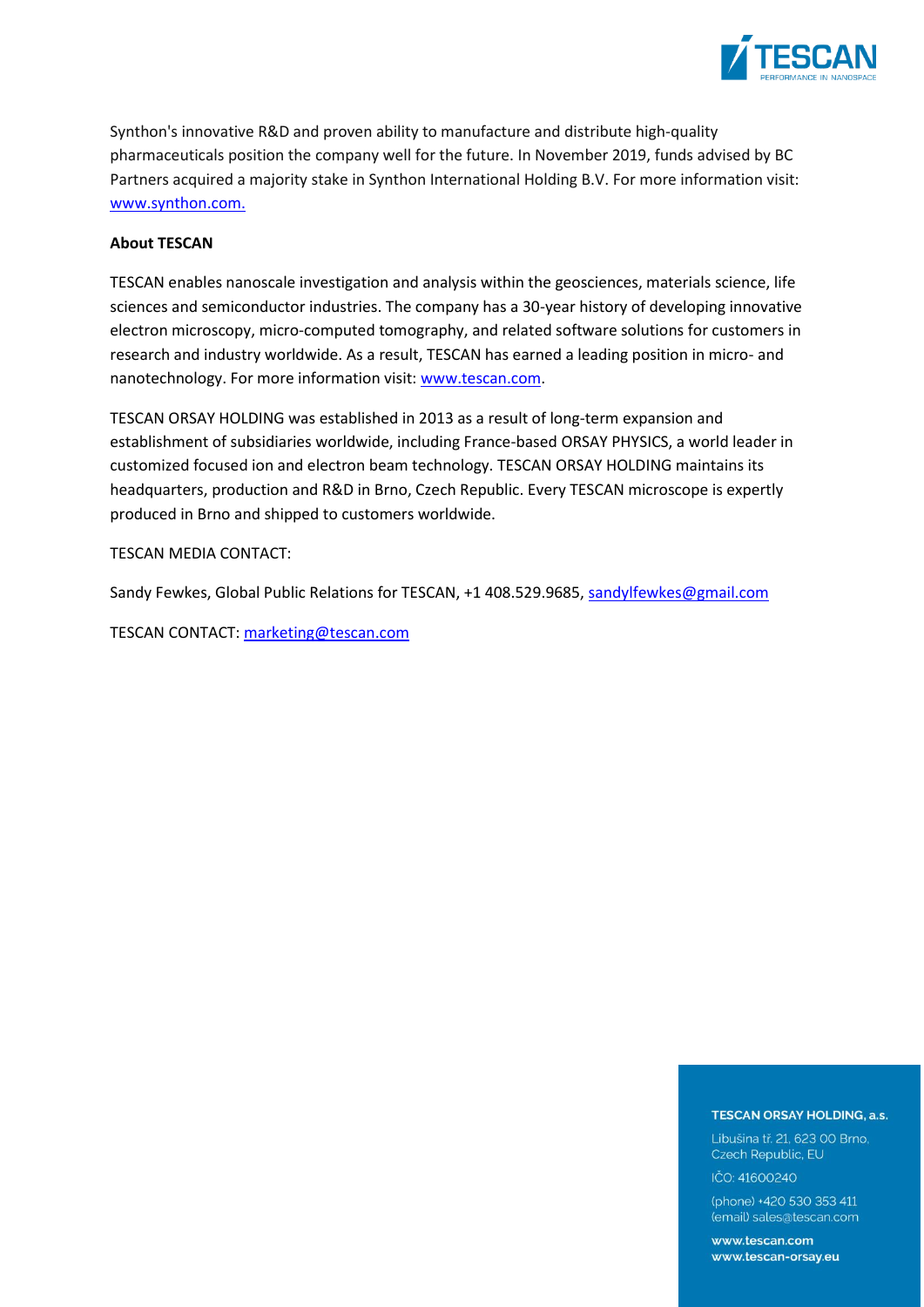Synthon's innovative R&D and proven ability to manufacture and distribute high-quality pharmaceuticals position the company well for the future. In November 2019, funds advised by BC Partners acquired a majority stake in Synthon International Holding B.V. For more information visit: www.synthon.com.

**About TESCAN**

TESCAN enables nanoscale investigation and analysis within the geosciences, materials science, life sciences and semiconductor industries. The company has a 30-year history of developing innovative electron microscopy, micro-computed tomography, and related software solutions for customers in research and industry worldwide. As a result, TESCAN has earned a leading position in micro- and nanotechnology. For more information visit: www.tescan.com.

TESCAN ORSAY HOLDING was established in 2013 as a result of long-term expansion and establishment of subsidiaries worldwide, including France-based ORSAY PHYSICS, a world leader in customized focused ion and electron beam technology. TESCAN ORSAY HOLDING maintains its headquarters, production and R&D in Brno, Czech Republic. Every TESCAN microscope is expertly produced in Brno and shipped to customers worldwide.

TESCAN MEDIA CONTACT:

Sandy Fewkes, Global Public Relations for TESCAN, +1 408.529.9685, sandylfewkes@gmail.com

TESCAN CONTACT: marketing@tescan.com

**TESCAN ORSAY HOLDING, a.s.**

Libušina tř. 21, 623 00 Brno, Czech Republic, EU

IČO: 41600240

(phone) +420 530 353 411
(email) sales@tescan.com

**www.tescan.com**
**www.tescan-orsay.eu**